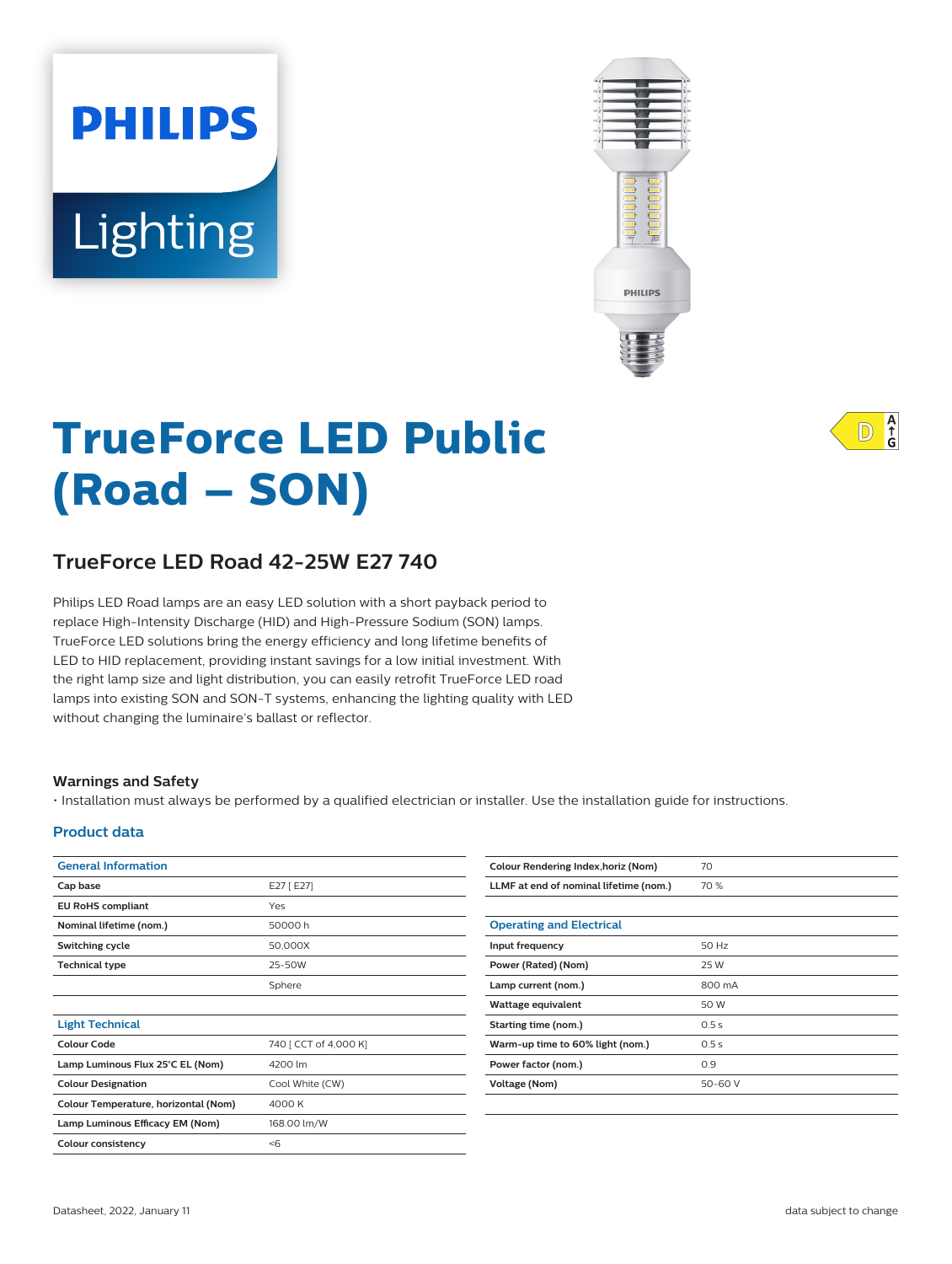# TrueForce LED Public (Road – SON)

## TrueForce LED Road 42-25W E27 740

Philips LED Road lamps are an easy LED solution with a short payback period to replace High-Intensity Discharge (HID) and High-Pressure Sodium (SON) lamps. TrueForce LED solutions bring the energy efficiency and long lifetime benefits of LED to HID replacement, providing instant savings for a low initial investment. With the right lamp size and light distribution, you can easily retrofit TrueForce LED road lamps into existing SON and SON-T systems, enhancing the lighting quality with LED without changing the luminaire's ballast or reflector.

### Warnings and Safety

- Installation must always be performed by a qualified electrician or installer. Use the installation guide for instructions.

### Product data

| General Information | |
|---|---|
| Cap base | E27 [ E27] |
| EU RoHS compliant | Yes |
| Nominal lifetime (nom.) | 50000 h |
| Switching cycle | 50,000X |
| Technical type | 25-50W |
| | Sphere |

| Light Technical | |
|---|---|
| Colour Code | 740 [ CCT of 4,000 K] |
| Lamp Luminous Flux 25°C EL (Nom) | 4200 lm |
| Colour Designation | Cool White (CW) |
| Colour Temperature, horizontal (Nom) | 4000 K |
| Lamp Luminous Efficacy EM (Nom) | 168.00 lm/W |
| Colour consistency | <6 |
| Colour Rendering Index,horiz (Nom) | 70 |
| LLMF at end of nominal lifetime (nom.) | 70 % |

| Operating and Electrical | |
|---|---|
| Input frequency | 50 Hz |
| Power (Rated) (Nom) | 25 W |
| Lamp current (nom.) | 800 mA |
| Wattage equivalent | 50 W |
| Starting time (nom.) | 0.5 s |
| Warm-up time to 60% light (nom.) | 0.5 s |
| Power factor (nom.) | 0.9 |
| Voltage (Nom) | 50-60 V |

Datasheet, 2022, January 11

data subject to change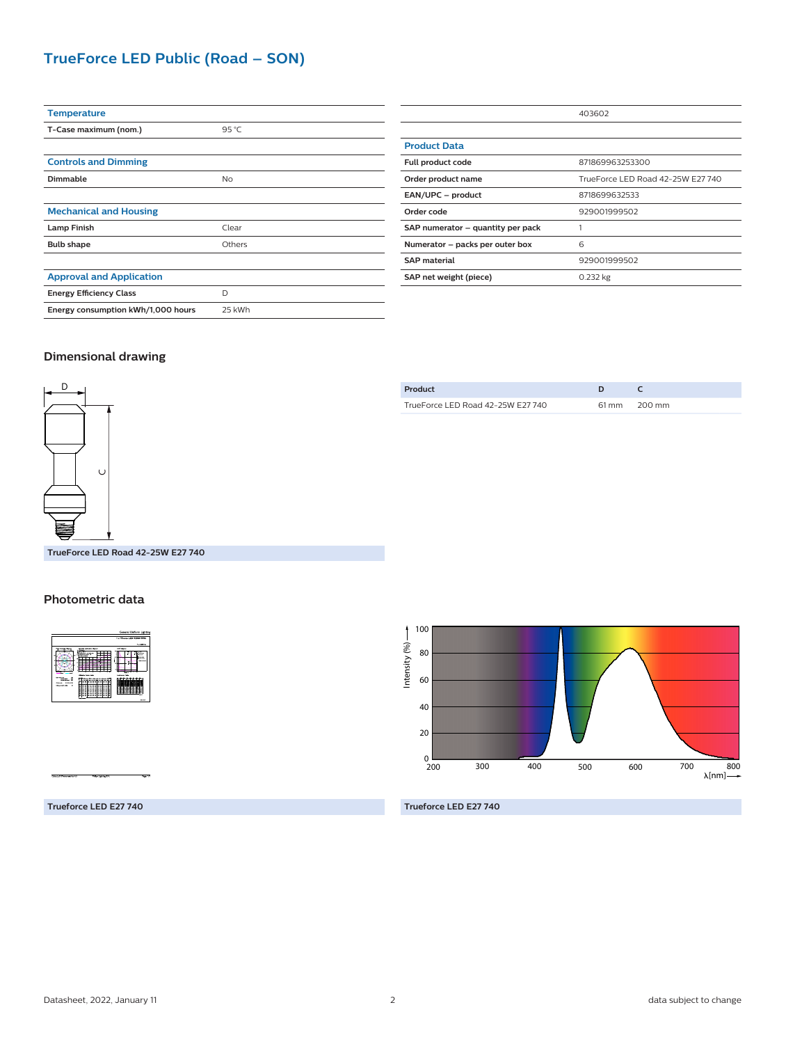# TrueForce LED Public (Road – SON)

| Temperature | |
|---|---|
| T-Case maximum (nom.) | 95 °C |

| Controls and Dimming | |
|---|---|
| Dimmable | No |

| Mechanical and Housing | |
|---|---|
| Lamp Finish | Clear |
| Bulb shape | Others |

| Approval and Application | |
|---|---|
| Energy Efficiency Class | D |
| Energy consumption kWh/1,000 hours | 25 kWh |

| | 403602 |
|---|---|

| Product Data | |
|---|---|
| Full product code | 871869963253300 |
| Order product name | TrueForce LED Road 42-25W E27 740 |
| EAN/UPC – product | 8718699632533 |
| Order code | 929001999502 |
| SAP numerator – quantity per pack | 1 |
| Numerator – packs per outer box | 6 |
| SAP material | 929001999502 |
| SAP net weight (piece) | 0.232 kg |

## Dimensional drawing

TrueForce LED Road 42-25W E27 740

| Product | D | C |
|---|---|---|
| TrueForce LED Road 42-25W E27 740 | 61 mm | 200 mm |

## Photometric data

Trueforce LED E27 740

Trueforce LED E27 740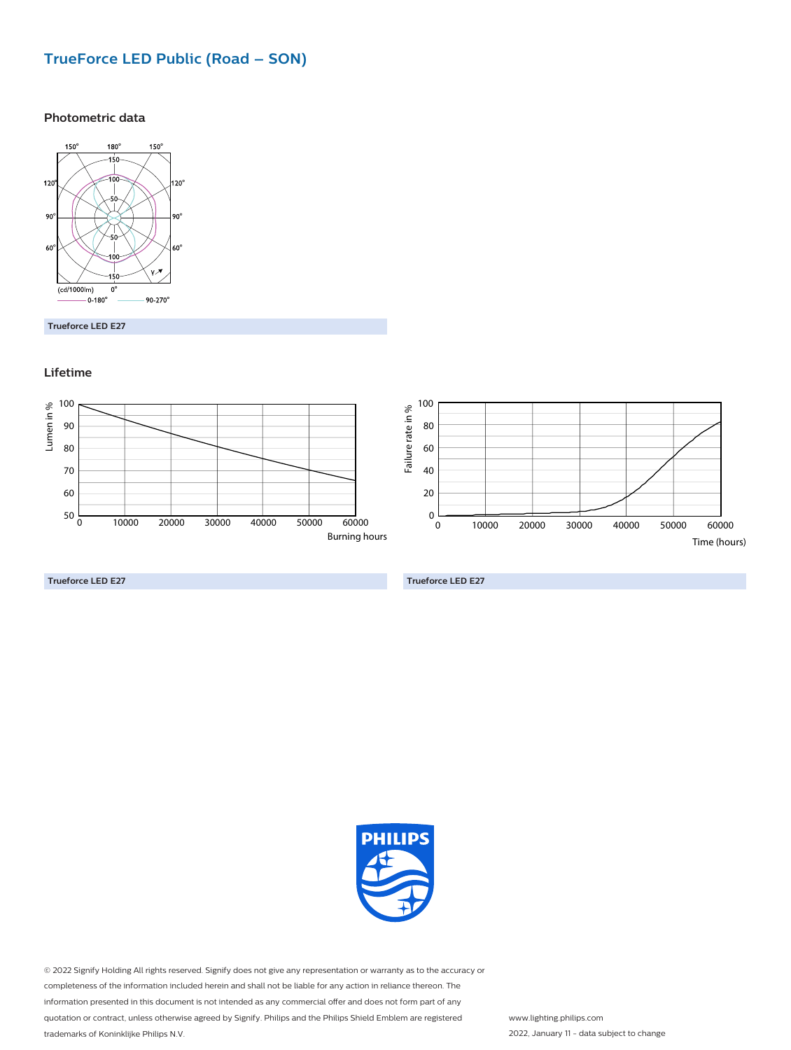# TrueForce LED Public (Road – SON)

## Photometric data

150°
180°
150°
150
120°
100
120°
50
90°
90°
50
100
60°
60°
150
γ
(cd/1000lm)
0°
0-180°
90-270°

**Trueforce LED E27**

## Lifetime

Lumen in %
100
90
80
70
60
50
0
10000
20000
30000
40000
50000
60000
Burning hours

Failure rate in %
100
80
60
40
20
0
0
10000
20000
30000
40000
50000
60000
Time (hours)

**Trueforce LED E27**

**Trueforce LED E27**

© 2022 Signify Holding All rights reserved. Signify does not give any representation or warranty as to the accuracy or completeness of the information included herein and shall not be liable for any action in reliance thereon. The information presented in this document is not intended as any commercial offer and does not form part of any quotation or contract, unless otherwise agreed by Signify. Philips and the Philips Shield Emblem are registered trademarks of Koninklijke Philips N.V.

www.lighting.philips.com

2022, January 11 - data subject to change